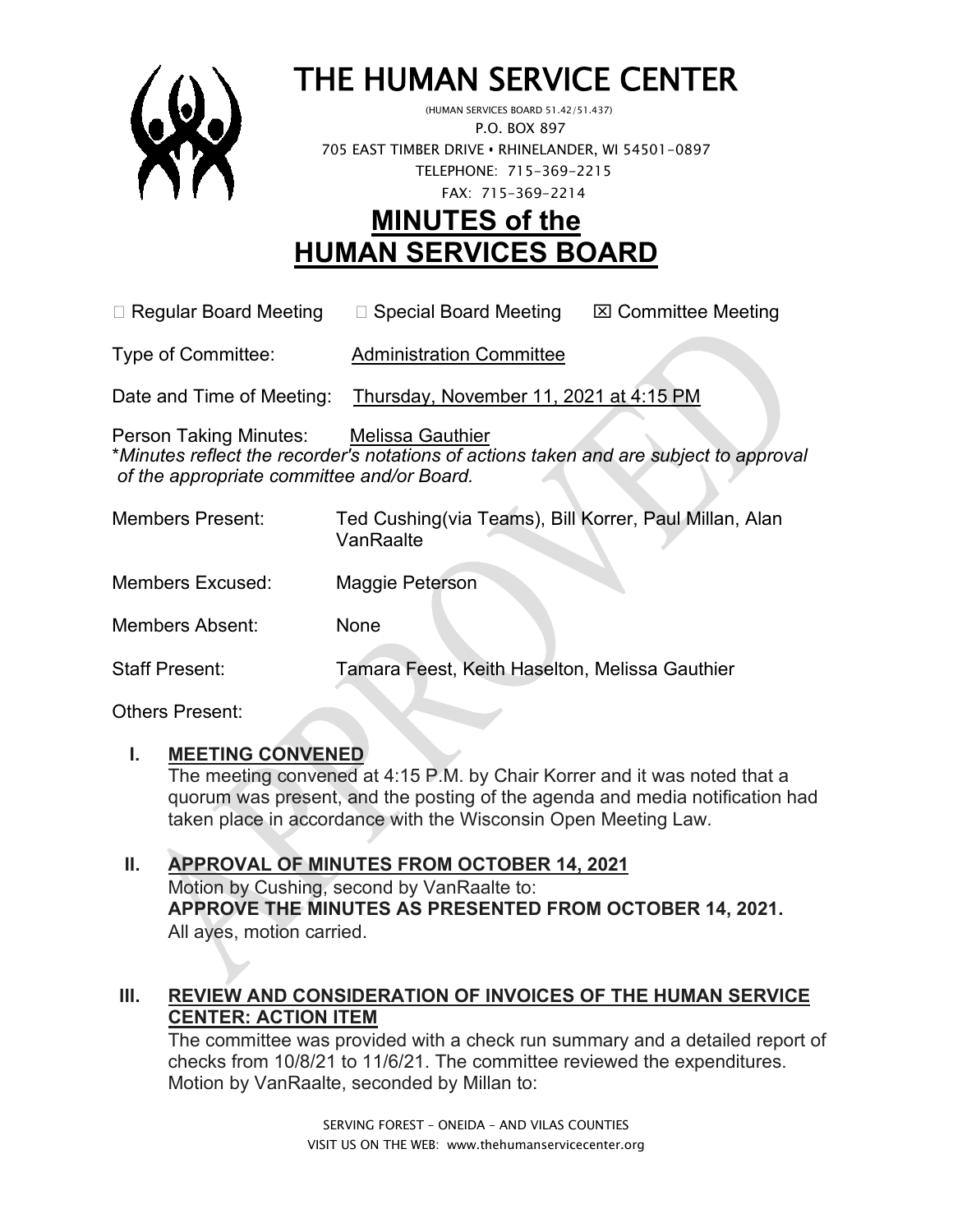# THE HUMAN SERVICE CENTER

(HUMAN SERVICES BOARD 51.42/51.437)
P.O. BOX 897
705 EAST TIMBER DRIVE • RHINELANDER, WI 54501-0897
TELEPHONE: 715-369-2215
FAX: 715-369-2214

# MINUTES of the HUMAN SERVICES BOARD

☐ Regular Board Meeting ☐ Special Board Meeting ☒ Committee Meeting

Type of Committee: Administration Committee

Date and Time of Meeting: Thursday, November 11, 2021 at 4:15 PM

Person Taking Minutes: Melissa Gauthier
*\*Minutes reflect the recorder's notations of actions taken and are subject to approval of the appropriate committee and/or Board.*

Members Present: Ted Cushing(via Teams), Bill Korrer, Paul Millan, Alan VanRaalte

Members Excused: Maggie Peterson

Members Absent: None

Staff Present: Tamara Feest, Keith Haselton, Melissa Gauthier

Others Present:

## I. MEETING CONVENED

The meeting convened at 4:15 P.M. by Chair Korrer and it was noted that a quorum was present, and the posting of the agenda and media notification had taken place in accordance with the Wisconsin Open Meeting Law.

## II. APPROVAL OF MINUTES FROM OCTOBER 14, 2021

Motion by Cushing, second by VanRaalte to:
**APPROVE THE MINUTES AS PRESENTED FROM OCTOBER 14, 2021.**
All ayes, motion carried.

## III. REVIEW AND CONSIDERATION OF INVOICES OF THE HUMAN SERVICE CENTER: ACTION ITEM

The committee was provided with a check run summary and a detailed report of checks from 10/8/21 to 11/6/21. The committee reviewed the expenditures. Motion by VanRaalte, seconded by Millan to:

SERVING FOREST – ONEIDA – AND VILAS COUNTIES
VISIT US ON THE WEB: www.thehumanservicecenter.org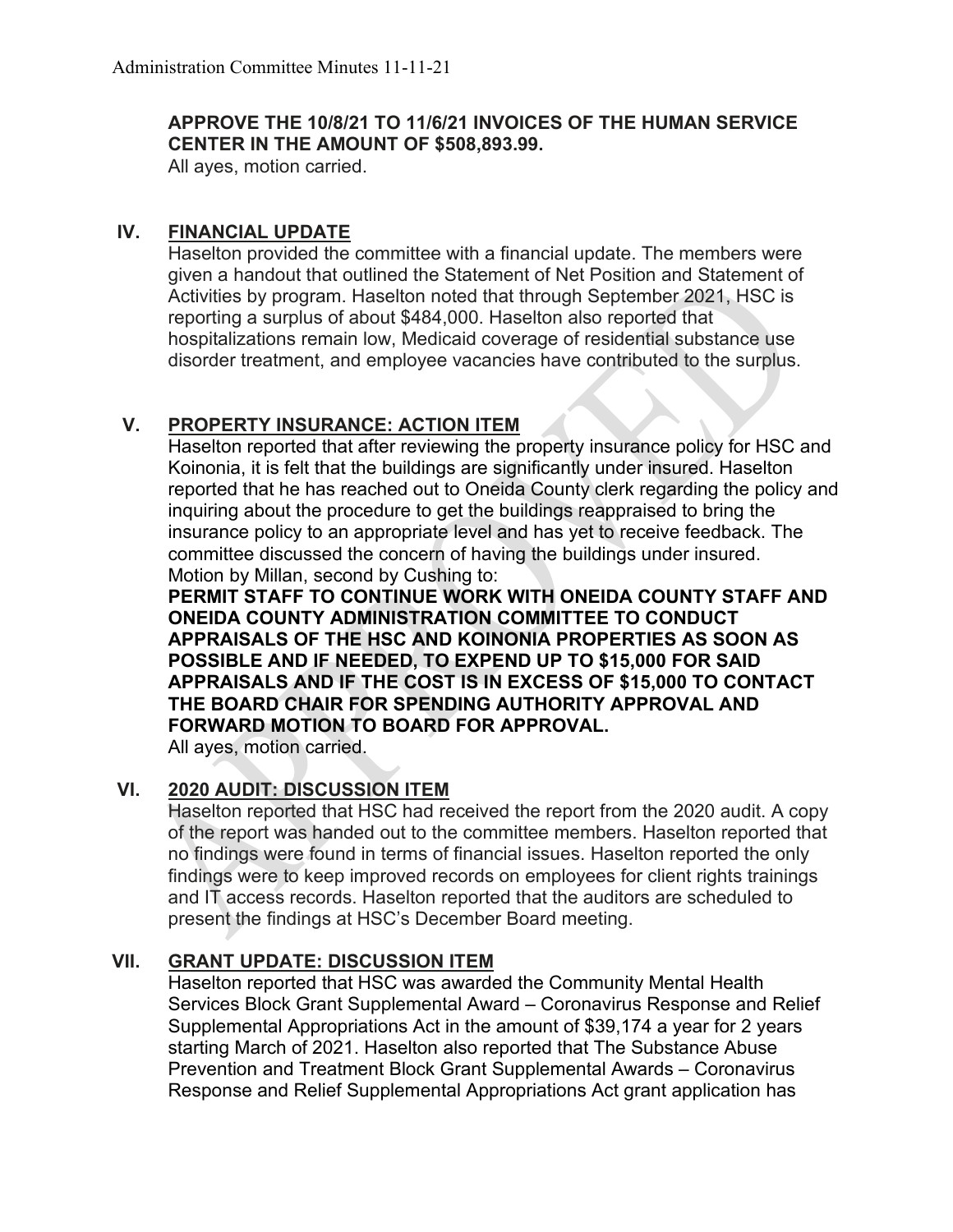**APPROVE THE 10/8/21 TO 11/6/21 INVOICES OF THE HUMAN SERVICE CENTER IN THE AMOUNT OF $508,893.99.**

All ayes, motion carried.

## IV. FINANCIAL UPDATE

Haselton provided the committee with a financial update. The members were given a handout that outlined the Statement of Net Position and Statement of Activities by program. Haselton noted that through September 2021, HSC is reporting a surplus of about $484,000. Haselton also reported that hospitalizations remain low, Medicaid coverage of residential substance use disorder treatment, and employee vacancies have contributed to the surplus.

## V. PROPERTY INSURANCE: ACTION ITEM

Haselton reported that after reviewing the property insurance policy for HSC and Koinonia, it is felt that the buildings are significantly under insured. Haselton reported that he has reached out to Oneida County clerk regarding the policy and inquiring about the procedure to get the buildings reappraised to bring the insurance policy to an appropriate level and has yet to receive feedback. The committee discussed the concern of having the buildings under insured.

Motion by Millan, second by Cushing to:

**PERMIT STAFF TO CONTINUE WORK WITH ONEIDA COUNTY STAFF AND ONEIDA COUNTY ADMINISTRATION COMMITTEE TO CONDUCT APPRAISALS OF THE HSC AND KOINONIA PROPERTIES AS SOON AS POSSIBLE AND IF NEEDED, TO EXPEND UP TO $15,000 FOR SAID APPRAISALS AND IF THE COST IS IN EXCESS OF $15,000 TO CONTACT THE BOARD CHAIR FOR SPENDING AUTHORITY APPROVAL AND FORWARD MOTION TO BOARD FOR APPROVAL.**

All ayes, motion carried.

## VI. 2020 AUDIT: DISCUSSION ITEM

Haselton reported that HSC had received the report from the 2020 audit. A copy of the report was handed out to the committee members. Haselton reported that no findings were found in terms of financial issues. Haselton reported the only findings were to keep improved records on employees for client rights trainings and IT access records. Haselton reported that the auditors are scheduled to present the findings at HSC's December Board meeting.

## VII. GRANT UPDATE: DISCUSSION ITEM

Haselton reported that HSC was awarded the Community Mental Health Services Block Grant Supplemental Award – Coronavirus Response and Relief Supplemental Appropriations Act in the amount of $39,174 a year for 2 years starting March of 2021. Haselton also reported that The Substance Abuse Prevention and Treatment Block Grant Supplemental Awards – Coronavirus Response and Relief Supplemental Appropriations Act grant application has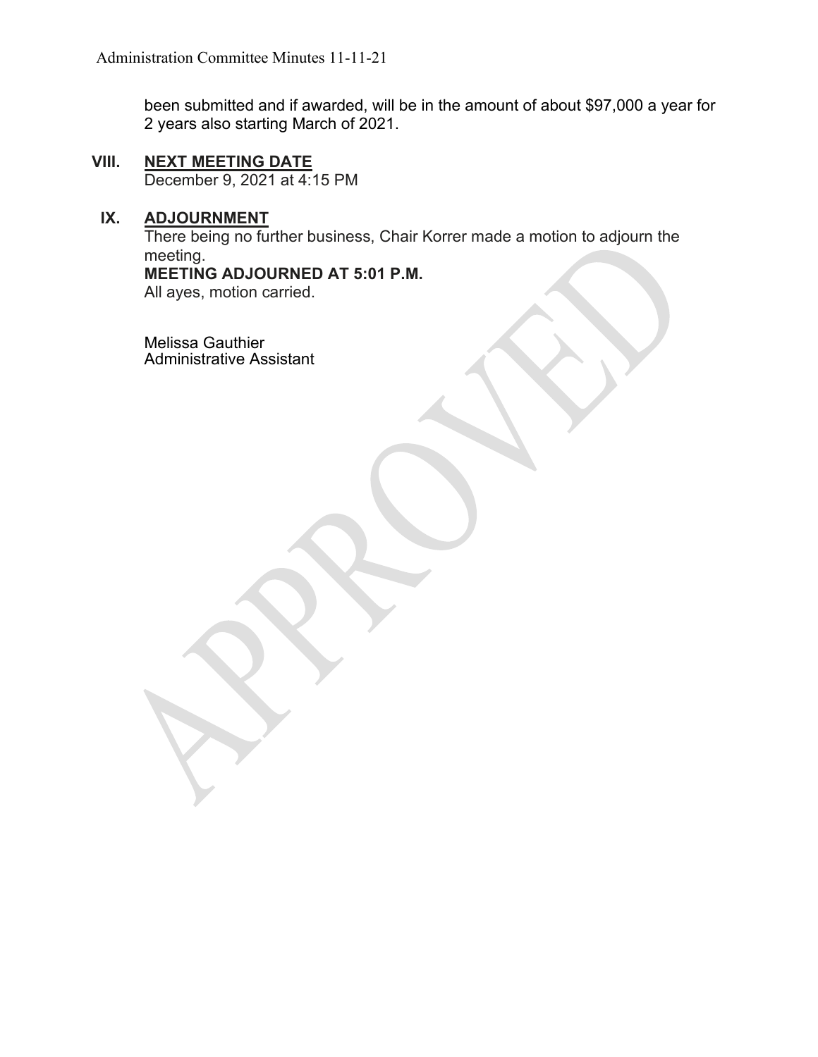been submitted and if awarded, will be in the amount of about $97,000 a year for 2 years also starting March of 2021.

## VIII. NEXT MEETING DATE

December 9, 2021 at 4:15 PM

## IX. ADJOURNMENT

There being no further business, Chair Korrer made a motion to adjourn the meeting.

**MEETING ADJOURNED AT 5:01 P.M.**

All ayes, motion carried.

Melissa Gauthier
Administrative Assistant